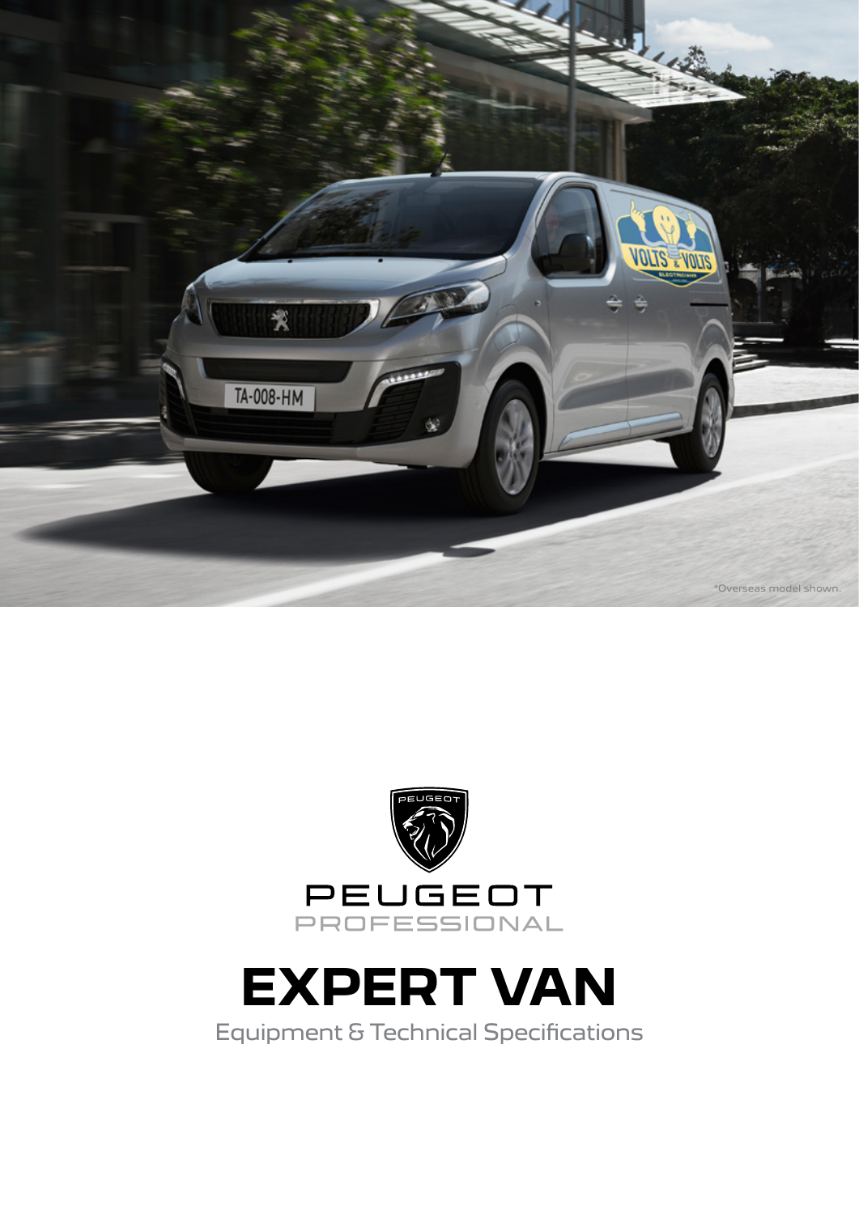*Overseas model shown.

PEUGEOT PROFESSIONAL

# EXPERT VAN

Equipment & Technical Specifications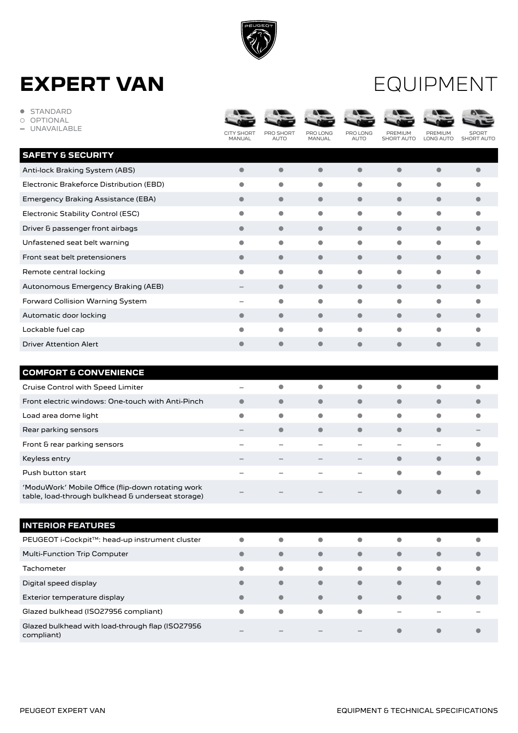# EXPERT VAN EQUIPMENT

● STANDARD
○ OPTIONAL
– UNAVAILABLE

| SAFETY & SECURITY | CITY SHORT MANUAL | PRO SHORT AUTO | PRO LONG MANUAL | PRO LONG AUTO | PREMIUM SHORT AUTO | PREMIUM LONG AUTO | SPORT SHORT AUTO |
|---|---|---|---|---|---|---|---|
| Anti-lock Braking System (ABS) | ● | ● | ● | ● | ● | ● | ● |
| Electronic Brakeforce Distribution (EBD) | ● | ● | ● | ● | ● | ● | ● |
| Emergency Braking Assistance (EBA) | ● | ● | ● | ● | ● | ● | ● |
| Electronic Stability Control (ESC) | ● | ● | ● | ● | ● | ● | ● |
| Driver & passenger front airbags | ● | ● | ● | ● | ● | ● | ● |
| Unfastened seat belt warning | ● | ● | ● | ● | ● | ● | ● |
| Front seat belt pretensioners | ● | ● | ● | ● | ● | ● | ● |
| Remote central locking | ● | ● | ● | ● | ● | ● | ● |
| Autonomous Emergency Braking (AEB) | – | ● | ● | ● | ● | ● | ● |
| Forward Collision Warning System | – | ● | ● | ● | ● | ● | ● |
| Automatic door locking | ● | ● | ● | ● | ● | ● | ● |
| Lockable fuel cap | ● | ● | ● | ● | ● | ● | ● |
| Driver Attention Alert | ● | ● | ● | ● | ● | ● | ● |

| COMFORT & CONVENIENCE | CITY SHORT MANUAL | PRO SHORT AUTO | PRO LONG MANUAL | PRO LONG AUTO | PREMIUM SHORT AUTO | PREMIUM LONG AUTO | SPORT SHORT AUTO |
|---|---|---|---|---|---|---|---|
| Cruise Control with Speed Limiter | – | ● | ● | ● | ● | ● | ● |
| Front electric windows: One-touch with Anti-Pinch | ● | ● | ● | ● | ● | ● | ● |
| Load area dome light | ● | ● | ● | ● | ● | ● | ● |
| Rear parking sensors | – | ● | ● | ● | ● | ● | – |
| Front & rear parking sensors | – | – | – | – | – | – | ● |
| Keyless entry | – | – | – | – | ● | ● | ● |
| Push button start | – | – | – | – | ● | ● | ● |
| 'ModuWork' Mobile Office (flip-down rotating work table, load-through bulkhead & underseat storage) | – | – | – | – | ● | ● | ● |

| INTERIOR FEATURES | CITY SHORT MANUAL | PRO SHORT AUTO | PRO LONG MANUAL | PRO LONG AUTO | PREMIUM SHORT AUTO | PREMIUM LONG AUTO | SPORT SHORT AUTO |
|---|---|---|---|---|---|---|---|
| PEUGEOT i-Cockpit™: head-up instrument cluster | ● | ● | ● | ● | ● | ● | ● |
| Multi-Function Trip Computer | ● | ● | ● | ● | ● | ● | ● |
| Tachometer | ● | ● | ● | ● | ● | ● | ● |
| Digital speed display | ● | ● | ● | ● | ● | ● | ● |
| Exterior temperature display | ● | ● | ● | ● | ● | ● | ● |
| Glazed bulkhead (ISO27956 compliant) | ● | ● | ● | ● | – | – | – |
| Glazed bulkhead with load-through flap (ISO27956 compliant) | – | – | – | – | ● | ● | ● |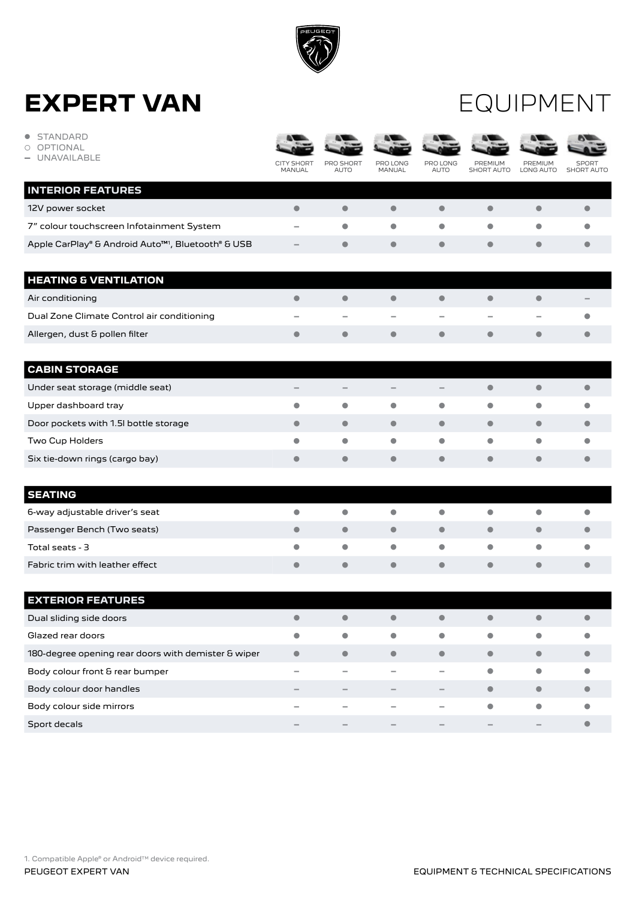# EXPERT VAN

# EQUIPMENT

● STANDARD
○ OPTIONAL
– UNAVAILABLE

| | CITY SHORT MANUAL | PRO SHORT AUTO | PRO LONG MANUAL | PRO LONG AUTO | PREMIUM SHORT AUTO | PREMIUM LONG AUTO | SPORT SHORT AUTO |
|---|---|---|---|---|---|---|---|
| **INTERIOR FEATURES** | | | | | | | |
| 12V power socket | ● | ● | ● | ● | ● | ● | ● |
| 7" colour touchscreen Infotainment System | – | ● | ● | ● | ● | ● | ● |
| Apple CarPlay® & Android Auto™[1], Bluetooth® & USB | – | ● | ● | ● | ● | ● | ● |
| **HEATING & VENTILATION** | | | | | | | |
| Air conditioning | ● | ● | ● | ● | ● | ● | – |
| Dual Zone Climate Control air conditioning | – | – | – | – | – | – | ● |
| Allergen, dust & pollen filter | ● | ● | ● | ● | ● | ● | ● |
| **CABIN STORAGE** | | | | | | | |
| Under seat storage (middle seat) | – | – | – | – | ● | ● | ● |
| Upper dashboard tray | ● | ● | ● | ● | ● | ● | ● |
| Door pockets with 1.5l bottle storage | ● | ● | ● | ● | ● | ● | ● |
| Two Cup Holders | ● | ● | ● | ● | ● | ● | ● |
| Six tie-down rings (cargo bay) | ● | ● | ● | ● | ● | ● | ● |
| **SEATING** | | | | | | | |
| 6-way adjustable driver's seat | ● | ● | ● | ● | ● | ● | ● |
| Passenger Bench (Two seats) | ● | ● | ● | ● | ● | ● | ● |
| Total seats - 3 | ● | ● | ● | ● | ● | ● | ● |
| Fabric trim with leather effect | ● | ● | ● | ● | ● | ● | ● |
| **EXTERIOR FEATURES** | | | | | | | |
| Dual sliding side doors | ● | ● | ● | ● | ● | ● | ● |
| Glazed rear doors | ● | ● | ● | ● | ● | ● | ● |
| 180-degree opening rear doors with demister & wiper | ● | ● | ● | ● | ● | ● | ● |
| Body colour front & rear bumper | – | – | – | – | ● | ● | ● |
| Body colour door handles | – | – | – | – | ● | ● | ● |
| Body colour side mirrors | – | – | – | – | ● | ● | ● |
| Sport decals | – | – | – | – | – | – | ● |

1. Compatible Apple® or Android™ device required.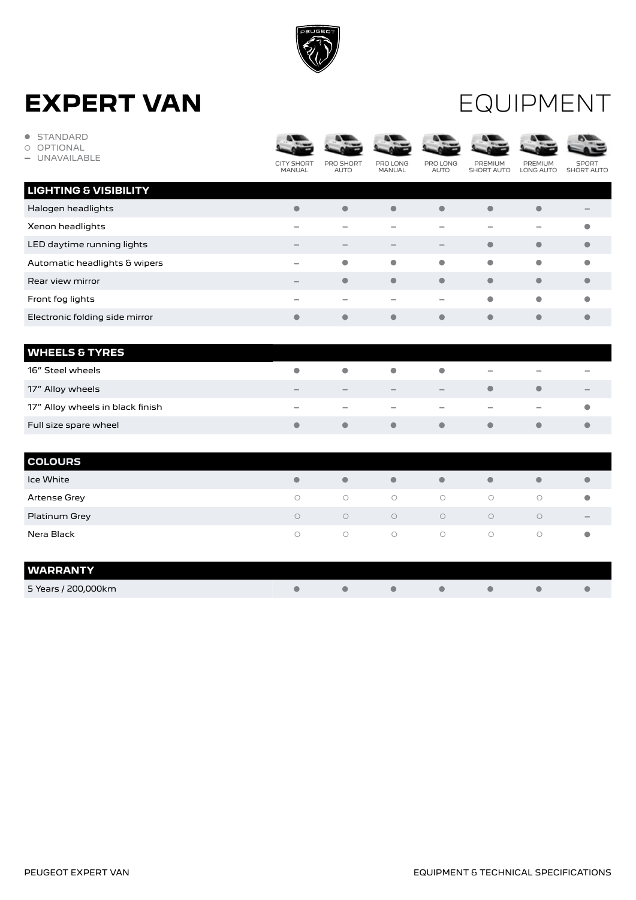# EXPERT VAN

# EQUIPMENT

● STANDARD
○ OPTIONAL
– UNAVAILABLE

| | CITY SHORT MANUAL | PRO SHORT AUTO | PRO LONG MANUAL | PRO LONG AUTO | PREMIUM SHORT AUTO | PREMIUM LONG AUTO | SPORT SHORT AUTO |
|---|---|---|---|---|---|---|---|
| **LIGHTING & VISIBILITY** | | | | | | | |
| Halogen headlights | ● | ● | ● | ● | ● | ● | – |
| Xenon headlights | – | – | – | – | – | – | ● |
| LED daytime running lights | – | – | – | – | ● | ● | ● |
| Automatic headlights & wipers | – | ● | ● | ● | ● | ● | ● |
| Rear view mirror | – | ● | ● | ● | ● | ● | ● |
| Front fog lights | – | – | – | – | ● | ● | ● |
| Electronic folding side mirror | ● | ● | ● | ● | ● | ● | ● |
| **WHEELS & TYRES** | | | | | | | |
| 16" Steel wheels | ● | ● | ● | ● | – | – | – |
| 17" Alloy wheels | – | – | – | – | ● | ● | – |
| 17" Alloy wheels in black finish | – | – | – | – | – | – | ● |
| Full size spare wheel | ● | ● | ● | ● | ● | ● | ● |
| **COLOURS** | | | | | | | |
| Ice White | ● | ● | ● | ● | ● | ● | ● |
| Artense Grey | ○ | ○ | ○ | ○ | ○ | ○ | ● |
| Platinum Grey | ○ | ○ | ○ | ○ | ○ | ○ | – |
| Nera Black | ○ | ○ | ○ | ○ | ○ | ○ | ● |
| **WARRANTY** | | | | | | | |
| 5 Years / 200,000km | ● | ● | ● | ● | ● | ● | ● |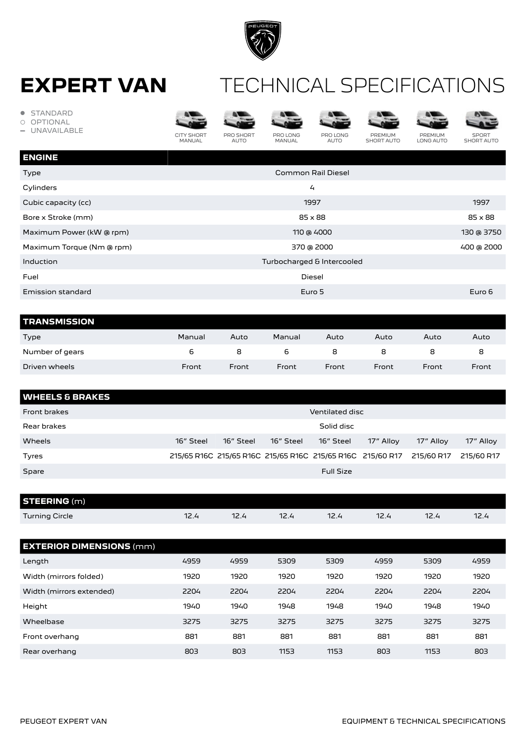# EXPERT VAN TECHNICAL SPECIFICATIONS

● STANDARD
○ OPTIONAL
– UNAVAILABLE

| | CITY SHORT MANUAL | PRO SHORT AUTO | PRO LONG MANUAL | PRO LONG AUTO | PREMIUM SHORT AUTO | PREMIUM LONG AUTO | SPORT SHORT AUTO |
|---|---|---|---|---|---|---|---|
| **ENGINE** | | | | | | | |
| Type | Common Rail Diesel | | | | | | |
| Cylinders | 4 | | | | | | |
| Cubic capacity (cc) | 1997 | | | | | | 1997 |
| Bore x Stroke (mm) | 85 x 88 | | | | | | 85 x 88 |
| Maximum Power (kW @ rpm) | 110 @ 4000 | | | | | | 130 @ 3750 |
| Maximum Torque (Nm @ rpm) | 370 @ 2000 | | | | | | 400 @ 2000 |
| Induction | Turbocharged & Intercooled | | | | | | |
| Fuel | Diesel | | | | | | |
| Emission standard | Euro 5 | | | | | | Euro 6 |
| **TRANSMISSION** | | | | | | | |
| Type | Manual | Auto | Manual | Auto | Auto | Auto | Auto |
| Number of gears | 6 | 8 | 6 | 8 | 8 | 8 | 8 |
| Driven wheels | Front | Front | Front | Front | Front | Front | Front |
| **WHEELS & BRAKES** | | | | | | | |
| Front brakes | Ventilated disc | | | | | | |
| Rear brakes | Solid disc | | | | | | |
| Wheels | 16" Steel | 16" Steel | 16" Steel | 16" Steel | 17" Alloy | 17" Alloy | 17" Alloy |
| Tyres | 215/65 R16C | 215/65 R16C | 215/65 R16C | 215/65 R16C | 215/60 R17 | 215/60 R17 | 215/60 R17 |
| Spare | Full Size | | | | | | |
| **STEERING** (m) | | | | | | | |
| Turning Circle | 12.4 | 12.4 | 12.4 | 12.4 | 12.4 | 12.4 | 12.4 |
| **EXTERIOR DIMENSIONS** (mm) | | | | | | | |
| Length | 4959 | 4959 | 5309 | 5309 | 4959 | 5309 | 4959 |
| Width (mirrors folded) | 1920 | 1920 | 1920 | 1920 | 1920 | 1920 | 1920 |
| Width (mirrors extended) | 2204 | 2204 | 2204 | 2204 | 2204 | 2204 | 2204 |
| Height | 1940 | 1940 | 1948 | 1948 | 1940 | 1948 | 1940 |
| Wheelbase | 3275 | 3275 | 3275 | 3275 | 3275 | 3275 | 3275 |
| Front overhang | 881 | 881 | 881 | 881 | 881 | 881 | 881 |
| Rear overhang | 803 | 803 | 1153 | 1153 | 803 | 1153 | 803 |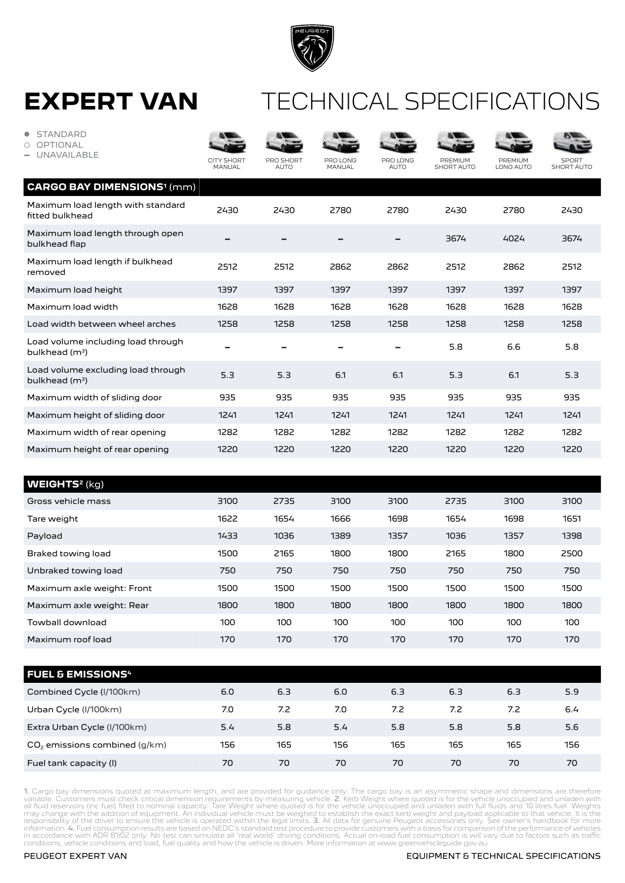# EXPERT VAN TECHNICAL SPECIFICATIONS

- ● STANDARD
- ○ OPTIONAL
- – UNAVAILABLE

| CARGO BAY DIMENSIONS[1] (mm) | CITY SHORT MANUAL | PRO SHORT AUTO | PRO LONG MANUAL | PRO LONG AUTO | PREMIUM SHORT AUTO | PREMIUM LONG AUTO | SPORT SHORT AUTO |
|---|---|---|---|---|---|---|---|
| Maximum load length with standard fitted bulkhead | 2430 | 2430 | 2780 | 2780 | 2430 | 2780 | 2430 |
| Maximum load length through open bulkhead flap | – | – | – | – | 3674 | 4024 | 3674 |
| Maximum load length if bulkhead removed | 2512 | 2512 | 2862 | 2862 | 2512 | 2862 | 2512 |
| Maximum load height | 1397 | 1397 | 1397 | 1397 | 1397 | 1397 | 1397 |
| Maximum load width | 1628 | 1628 | 1628 | 1628 | 1628 | 1628 | 1628 |
| Load width between wheel arches | 1258 | 1258 | 1258 | 1258 | 1258 | 1258 | 1258 |
| Load volume including load through bulkhead ($m^3$) | – | – | – | – | 5.8 | 6.6 | 5.8 |
| Load volume excluding load through bulkhead ($m^3$) | 5.3 | 5.3 | 6.1 | 6.1 | 5.3 | 6.1 | 5.3 |
| Maximum width of sliding door | 935 | 935 | 935 | 935 | 935 | 935 | 935 |
| Maximum height of sliding door | 1241 | 1241 | 1241 | 1241 | 1241 | 1241 | 1241 |
| Maximum width of rear opening | 1282 | 1282 | 1282 | 1282 | 1282 | 1282 | 1282 |
| Maximum height of rear opening | 1220 | 1220 | 1220 | 1220 | 1220 | 1220 | 1220 |

| WEIGHTS[2] (kg) | CITY SHORT MANUAL | PRO SHORT AUTO | PRO LONG MANUAL | PRO LONG AUTO | PREMIUM SHORT AUTO | PREMIUM LONG AUTO | SPORT SHORT AUTO |
|---|---|---|---|---|---|---|---|
| Gross vehicle mass | 3100 | 2735 | 3100 | 3100 | 2735 | 3100 | 3100 |
| Tare weight | 1622 | 1654 | 1666 | 1698 | 1654 | 1698 | 1651 |
| Payload | 1433 | 1036 | 1389 | 1357 | 1036 | 1357 | 1398 |
| Braked towing load | 1500 | 2165 | 1800 | 1800 | 2165 | 1800 | 2500 |
| Unbraked towing load | 750 | 750 | 750 | 750 | 750 | 750 | 750 |
| Maximum axle weight: Front | 1500 | 1500 | 1500 | 1500 | 1500 | 1500 | 1500 |
| Maximum axle weight: Rear | 1800 | 1800 | 1800 | 1800 | 1800 | 1800 | 1800 |
| Towball download | 100 | 100 | 100 | 100 | 100 | 100 | 100 |
| Maximum roof load | 170 | 170 | 170 | 170 | 170 | 170 | 170 |

| FUEL & EMISSIONS[4] | CITY SHORT MANUAL | PRO SHORT AUTO | PRO LONG MANUAL | PRO LONG AUTO | PREMIUM SHORT AUTO | PREMIUM LONG AUTO | SPORT SHORT AUTO |
|---|---|---|---|---|---|---|---|
| Combined Cycle (l/100km) | 6.0 | 6.3 | 6.0 | 6.3 | 6.3 | 6.3 | 5.9 |
| Urban Cycle (l/100km) | 7.0 | 7.2 | 7.0 | 7.2 | 7.2 | 7.2 | 6.4 |
| Extra Urban Cycle (l/100km) | 5.4 | 5.8 | 5.4 | 5.8 | 5.8 | 5.8 | 5.6 |
| $CO_2$ emissions combined (g/km) | 156 | 165 | 156 | 165 | 165 | 165 | 156 |
| Fuel tank capacity (l) | 70 | 70 | 70 | 70 | 70 | 70 | 70 |

**1.** Cargo bay dimensions quoted at maximum length, and are provided for guidance only. The cargo bay is an asymmetric shape and dimensions are therefore variable. Customers must check critical dimension requirements by measuring vehicle. **2.** Kerb Weight where quoted is for the vehicle unoccupied and unladen with all fluid reservoirs (inc fuel) filled to nominal capacity. Tare Weight where quoted is for the vehicle unoccupied and unladen with full fluids and 10 litres fuel. Weights may change with the addition of equipment. An individual vehicle must be weighed to establish the exact kerb weight and payload applicable to that vehicle. It is the responsibility of the driver to ensure the vehicle is operated within the legal limits. **3.** All data for genuine Peugeot accessories only. See owner's handbook for more information. **4.** Fuel consumption results are based on NEDC's standard test procedure to provide customers with a basis for comparison of the performance of vehicles in accordance with ADR 81/02 only. No test can simulate all 'real world' driving conditions. Actual on-road fuel consumption is will vary due to factors such as traffic conditions, vehicle conditions and load, fuel quality and how the vehicle is driven. More information at www.greenvehicleguide.gov.au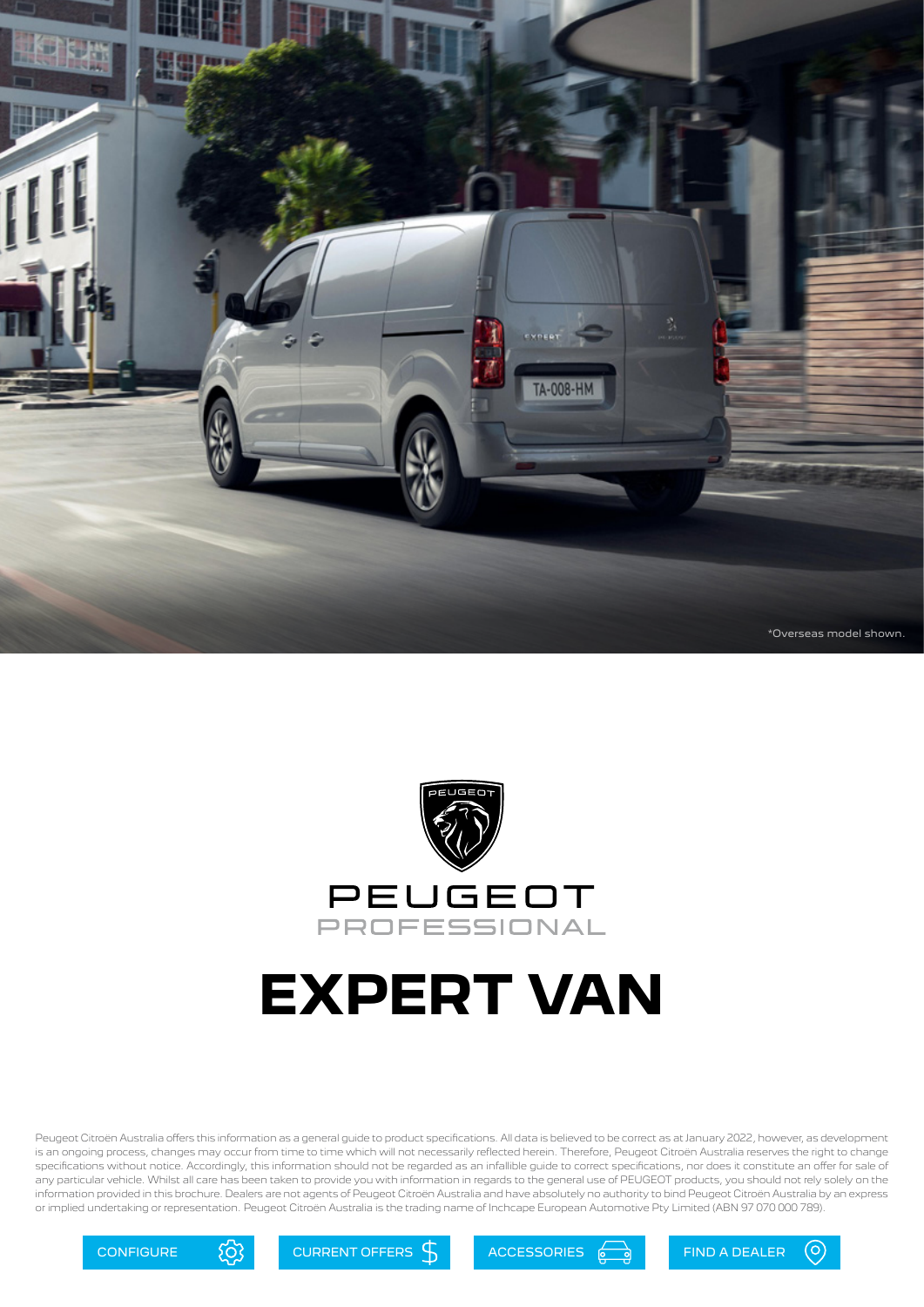*Overseas model shown.

PEUGEOT

PEUGEOT

PROFESSIONAL

# EXPERT VAN

Peugeot Citroën Australia offers this information as a general guide to product specifications. All data is believed to be correct as at January 2022, however, as development is an ongoing process, changes may occur from time to time which will not necessarily reflected herein. Therefore, Peugeot Citroën Australia reserves the right to change specifications without notice. Accordingly, this information should not be regarded as an infallible guide to correct specifications, nor does it constitute an offer for sale of any particular vehicle. Whilst all care has been taken to provide you with information in regards to the general use of PEUGEOT products, you should not rely solely on the information provided in this brochure. Dealers are not agents of Peugeot Citroën Australia and have absolutely no authority to bind Peugeot Citroën Australia by an express or implied undertaking or representation. Peugeot Citroën Australia is the trading name of Inchcape European Automotive Pty Limited (ABN 97 070 000 789).

CONFIGURE

CURRENT OFFERS

ACCESSORIES

FIND A DEALER